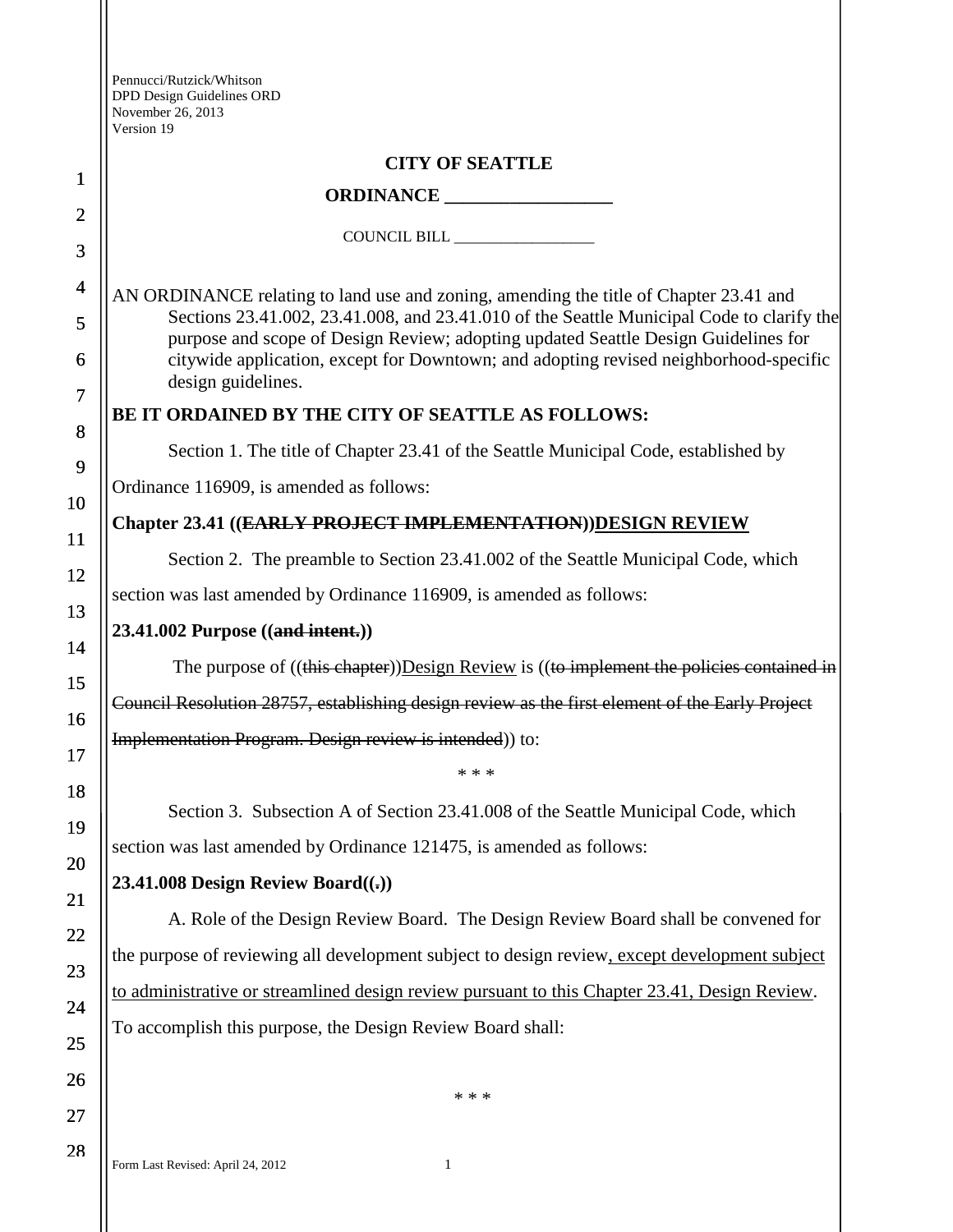Pennucci/Rutzick/Whitson
DPD Design Guidelines ORD
November 26, 2013
Version 19

**CITY OF SEATTLE**

**ORDINANCE __________________**

COUNCIL BILL __________________

AN ORDINANCE relating to land use and zoning, amending the title of Chapter 23.41 and Sections 23.41.002, 23.41.008, and 23.41.010 of the Seattle Municipal Code to clarify the purpose and scope of Design Review; adopting updated Seattle Design Guidelines for citywide application, except for Downtown; and adopting revised neighborhood-specific design guidelines.

**BE IT ORDAINED BY THE CITY OF SEATTLE AS FOLLOWS:**

Section 1. The title of Chapter 23.41 of the Seattle Municipal Code, established by Ordinance 116909, is amended as follows:

**Chapter 23.41 ((~~EARLY PROJECT IMPLEMENTATION~~))<u>DESIGN REVIEW</u>**

Section 2. The preamble to Section 23.41.002 of the Seattle Municipal Code, which section was last amended by Ordinance 116909, is amended as follows:

**23.41.002 Purpose ((~~and intent.~~))**

The purpose of ((~~this chapter~~))<u>Design Review</u> is ((~~to implement the policies contained in Council Resolution 28757, establishing design review as the first element of the Early Project Implementation Program. Design review is intended~~)) to:

\* \* \*

Section 3. Subsection A of Section 23.41.008 of the Seattle Municipal Code, which section was last amended by Ordinance 121475, is amended as follows:

**23.41.008 Design Review Board((~~.~~))**

A. Role of the Design Review Board. The Design Review Board shall be convened for the purpose of reviewing all development subject to design review<u>, except development subject to administrative or streamlined design review pursuant to this Chapter 23.41, Design Review</u>. To accomplish this purpose, the Design Review Board shall:

\* \* \*

Form Last Revised: April 24, 2012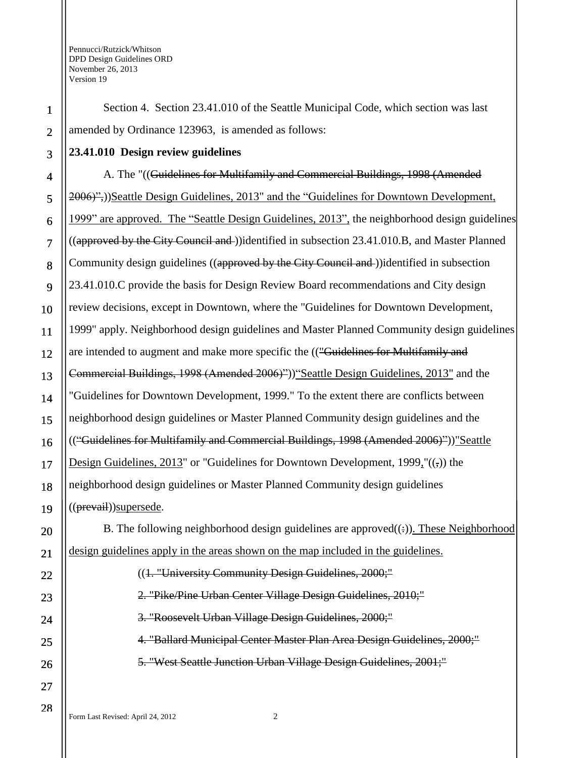Section 4. Section 23.41.010 of the Seattle Municipal Code, which section was last amended by Ordinance 123963, is amended as follows:

**23.41.010 Design review guidelines**

A. The "((~~Guidelines for Multifamily and Commercial Buildings, 1998 (Amended 2006)",~~))<u>Seattle Design Guidelines, 2013" and the "Guidelines for Downtown Development, 1999" are approved. The "Seattle Design Guidelines, 2013",</u> the neighborhood design guidelines ((~~approved by the City Council and~~ ))identified in subsection 23.41.010.B, and Master Planned Community design guidelines ((~~approved by the City Council and~~ ))identified in subsection 23.41.010.C provide the basis for Design Review Board recommendations and City design review decisions, except in Downtown, where the "Guidelines for Downtown Development, 1999" apply. Neighborhood design guidelines and Master Planned Community design guidelines are intended to augment and make more specific the ((~~"Guidelines for Multifamily and Commercial Buildings, 1998 (Amended 2006)"~~))<u>"Seattle Design Guidelines, 2013"</u> and the "Guidelines for Downtown Development, 1999." To the extent there are conflicts between neighborhood design guidelines or Master Planned Community design guidelines and the ((~~"Guidelines for Multifamily and Commercial Buildings, 1998 (Amended 2006)"~~))<u>"Seattle Design Guidelines, 2013</u>" or "Guidelines for Downtown Development, 1999<u>,</u>"((~~,~~)) the neighborhood design guidelines or Master Planned Community design guidelines ((~~prevail~~))<u>supersede</u>.

B. The following neighborhood design guidelines are approved((~~:~~))<u>. These Neighborhood design guidelines apply in the areas shown on the map included in the guidelines.</u>

((~~1. "University Community Design Guidelines, 2000;"~~

~~2. "Pike/Pine Urban Center Village Design Guidelines, 2010;"~~

~~3. "Roosevelt Urban Village Design Guidelines, 2000;"~~

~~4. "Ballard Municipal Center Master Plan Area Design Guidelines, 2000;"~~

~~5. "West Seattle Junction Urban Village Design Guidelines, 2001;"~~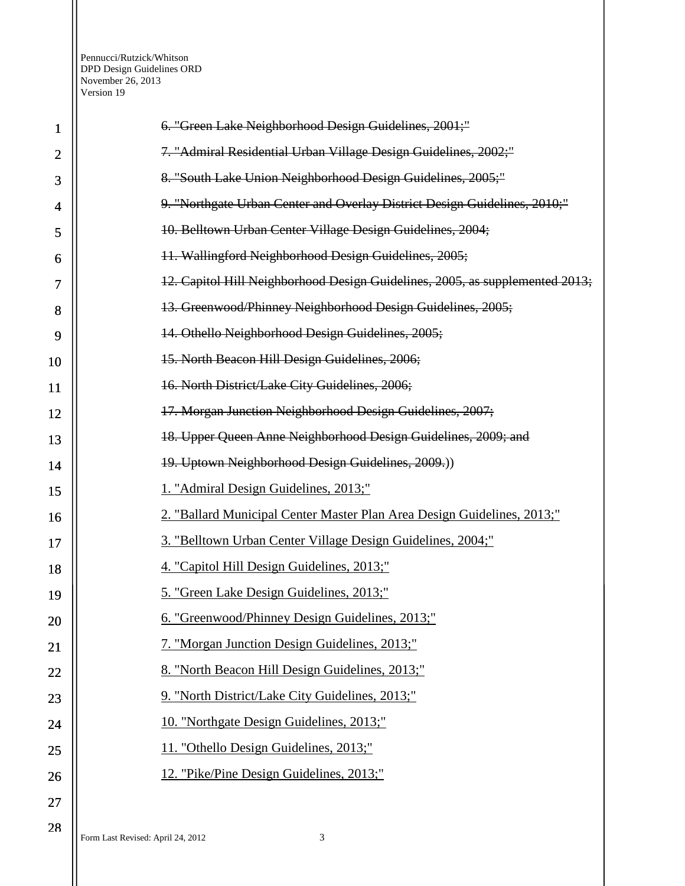~~6. "Green Lake Neighborhood Design Guidelines, 2001;"~~

~~7. "Admiral Residential Urban Village Design Guidelines, 2002;"~~

~~8. "South Lake Union Neighborhood Design Guidelines, 2005;"~~

~~9. "Northgate Urban Center and Overlay District Design Guidelines, 2010;"~~

~~10. Belltown Urban Center Village Design Guidelines, 2004;~~

~~11. Wallingford Neighborhood Design Guidelines, 2005;~~

~~12. Capitol Hill Neighborhood Design Guidelines, 2005, as supplemented 2013;~~

~~13. Greenwood/Phinney Neighborhood Design Guidelines, 2005;~~

~~14. Othello Neighborhood Design Guidelines, 2005;~~

~~15. North Beacon Hill Design Guidelines, 2006;~~

~~16. North District/Lake City Guidelines, 2006;~~

~~17. Morgan Junction Neighborhood Design Guidelines, 2007;~~

~~18. Upper Queen Anne Neighborhood Design Guidelines, 2009; and~~

~~19. Uptown Neighborhood Design Guidelines, 2009.~~))

<u>1. "Admiral Design Guidelines, 2013;"</u>

<u>2. "Ballard Municipal Center Master Plan Area Design Guidelines, 2013;"</u>

<u>3. "Belltown Urban Center Village Design Guidelines, 2004;"</u>

<u>4. "Capitol Hill Design Guidelines, 2013;"</u>

<u>5. "Green Lake Design Guidelines, 2013;"</u>

<u>6. "Greenwood/Phinney Design Guidelines, 2013;"</u>

<u>7. "Morgan Junction Design Guidelines, 2013;"</u>

<u>8. "North Beacon Hill Design Guidelines, 2013;"</u>

<u>9. "North District/Lake City Guidelines, 2013;"</u>

<u>10. "Northgate Design Guidelines, 2013;"</u>

<u>11. "Othello Design Guidelines, 2013;"</u>

<u>12. "Pike/Pine Design Guidelines, 2013;"</u>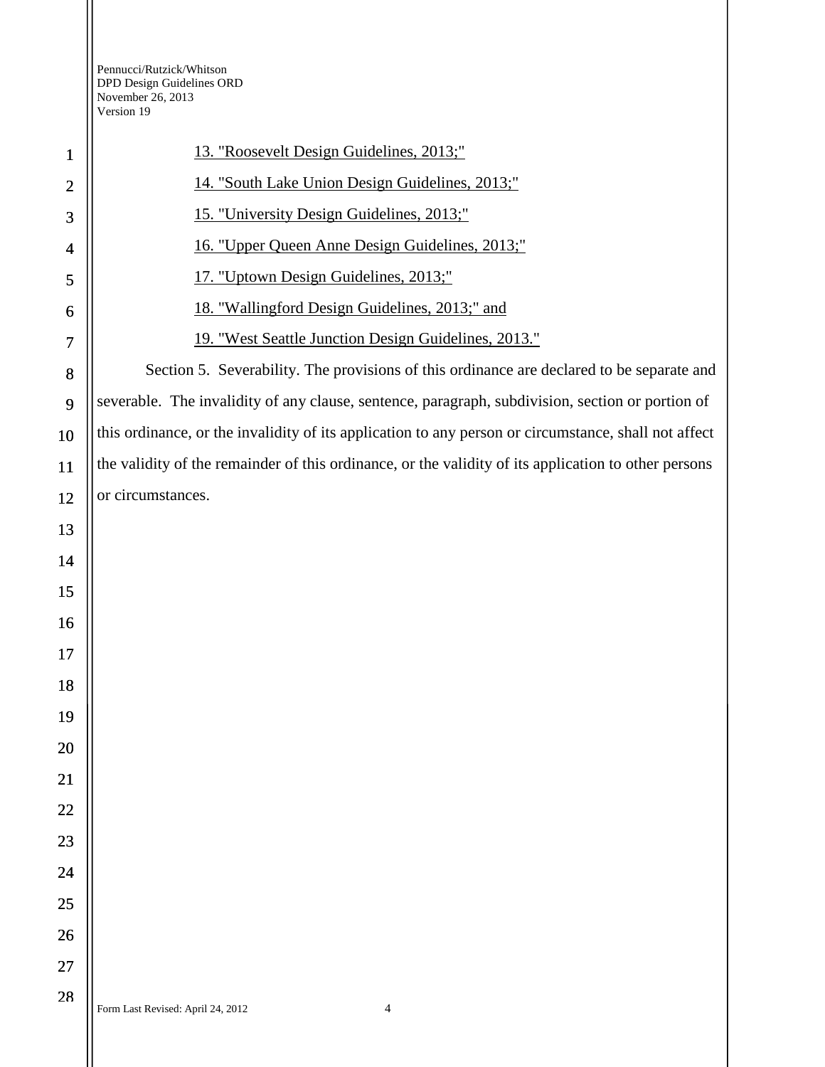13. "Roosevelt Design Guidelines, 2013;"

14. "South Lake Union Design Guidelines, 2013;"

15. "University Design Guidelines, 2013;"

16. "Upper Queen Anne Design Guidelines, 2013;"

17. "Uptown Design Guidelines, 2013;"

18. "Wallingford Design Guidelines, 2013;" and

19. "West Seattle Junction Design Guidelines, 2013."

Section 5. Severability. The provisions of this ordinance are declared to be separate and severable. The invalidity of any clause, sentence, paragraph, subdivision, section or portion of this ordinance, or the invalidity of its application to any person or circumstance, shall not affect the validity of the remainder of this ordinance, or the validity of its application to other persons or circumstances.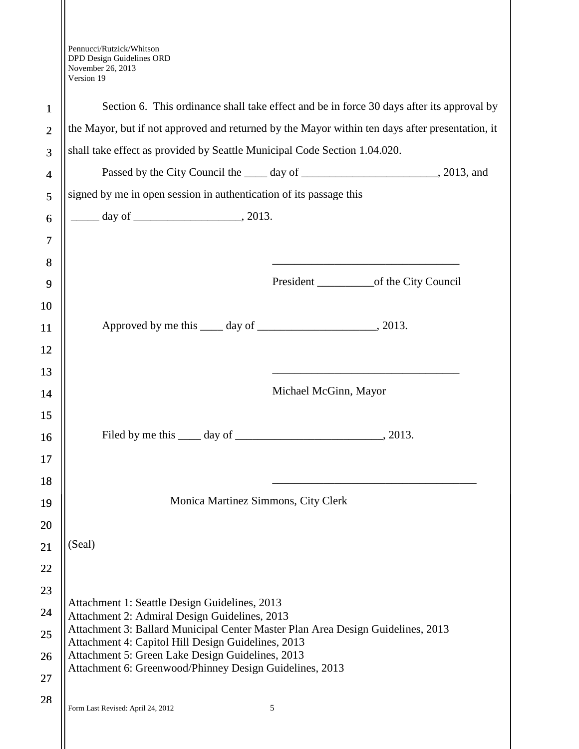Section 6. This ordinance shall take effect and be in force 30 days after its approval by the Mayor, but if not approved and returned by the Mayor within ten days after presentation, it shall take effect as provided by Seattle Municipal Code Section 1.04.020.

Passed by the City Council the ____ day of ________________________, 2013, and signed by me in open session in authentication of its passage this

_____ day of ___________________, 2013.

________________________________

President __________of the City Council

Approved by me this ____ day of _____________________, 2013.

________________________________

Michael McGinn, Mayor

Filed by me this ____ day of __________________________, 2013.

___________________________________

Monica Martinez Simmons, City Clerk

(Seal)

Attachment 1: Seattle Design Guidelines, 2013
Attachment 2: Admiral Design Guidelines, 2013
Attachment 3: Ballard Municipal Center Master Plan Area Design Guidelines, 2013
Attachment 4: Capitol Hill Design Guidelines, 2013
Attachment 5: Green Lake Design Guidelines, 2013
Attachment 6: Greenwood/Phinney Design Guidelines, 2013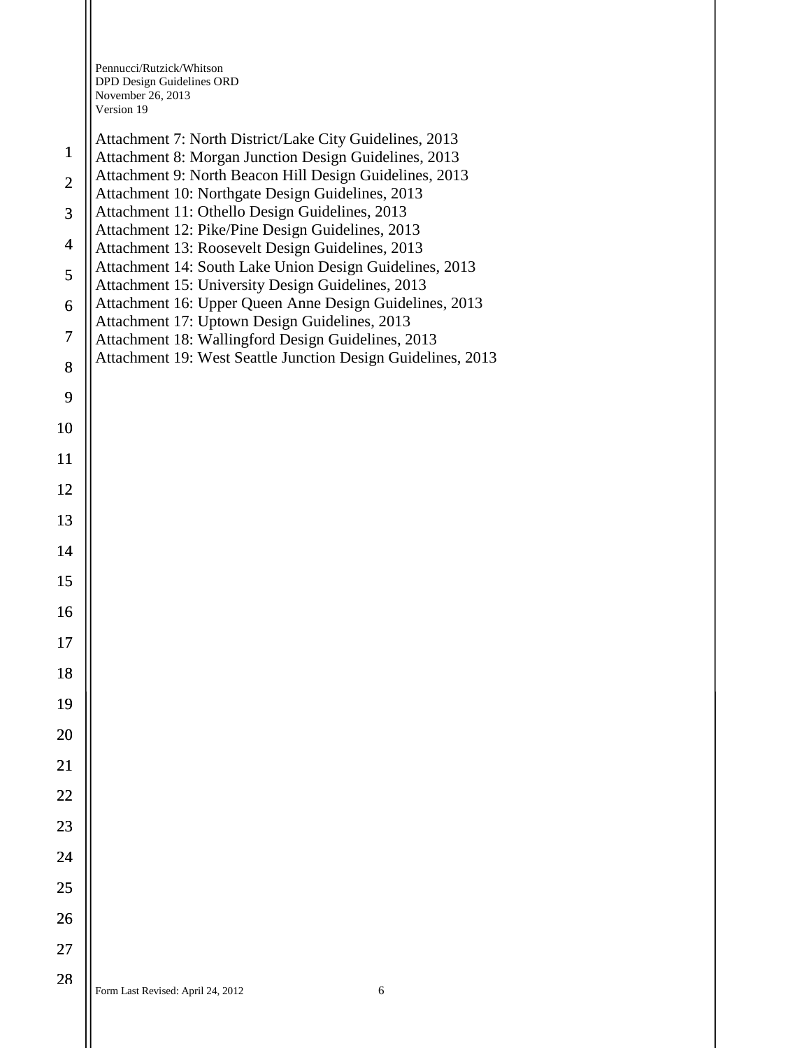Attachment 7: North District/Lake City Guidelines, 2013
Attachment 8: Morgan Junction Design Guidelines, 2013
Attachment 9: North Beacon Hill Design Guidelines, 2013
Attachment 10: Northgate Design Guidelines, 2013
Attachment 11: Othello Design Guidelines, 2013
Attachment 12: Pike/Pine Design Guidelines, 2013
Attachment 13: Roosevelt Design Guidelines, 2013
Attachment 14: South Lake Union Design Guidelines, 2013
Attachment 15: University Design Guidelines, 2013
Attachment 16: Upper Queen Anne Design Guidelines, 2013
Attachment 17: Uptown Design Guidelines, 2013
Attachment 18: Wallingford Design Guidelines, 2013
Attachment 19: West Seattle Junction Design Guidelines, 2013